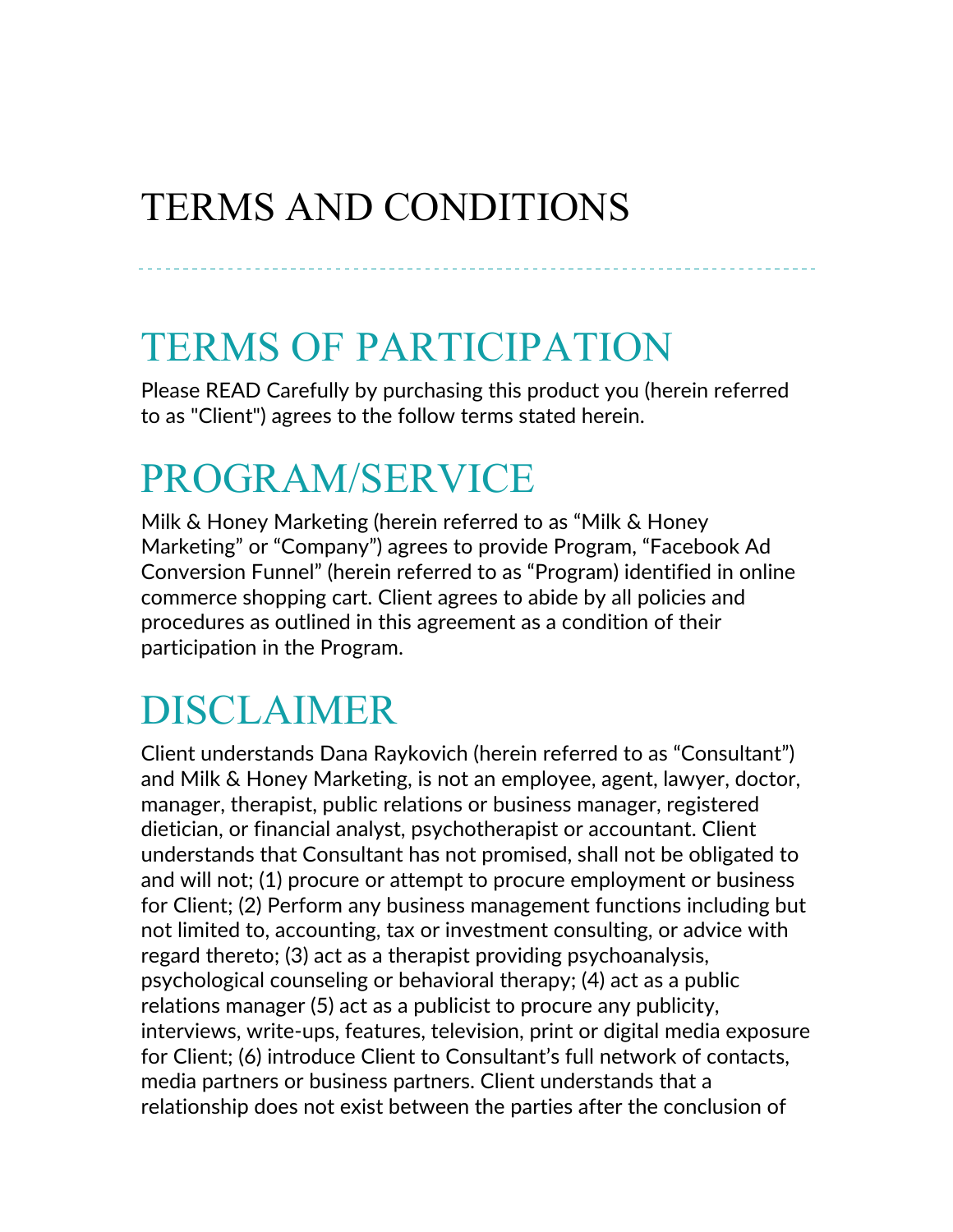# TERMS AND CONDITIONS

## TERMS OF PARTICIPATION

Please READ Carefully by purchasing this product you (herein referred to as "Client") agrees to the follow terms stated herein.

## PROGRAM/SERVICE

Milk & Honey Marketing (herein referred to as “Milk & Honey Marketing” or “Company”) agrees to provide Program, “Facebook Ad Conversion Funnel” (herein referred to as “Program) identified in online commerce shopping cart. Client agrees to abide by all policies and procedures as outlined in this agreement as a condition of their participation in the Program.

## DISCLAIMER

Client understands Dana Raykovich (herein referred to as “Consultant”) and Milk & Honey Marketing, is not an employee, agent, lawyer, doctor, manager, therapist, public relations or business manager, registered dietician, or financial analyst, psychotherapist or accountant. Client understands that Consultant has not promised, shall not be obligated to and will not; (1) procure or attempt to procure employment or business for Client; (2) Perform any business management functions including but not limited to, accounting, tax or investment consulting, or advice with regard thereto; (3) act as a therapist providing psychoanalysis, psychological counseling or behavioral therapy; (4) act as a public relations manager (5) act as a publicist to procure any publicity, interviews, write-ups, features, television, print or digital media exposure for Client; (6) introduce Client to Consultant’s full network of contacts, media partners or business partners. Client understands that a relationship does not exist between the parties after the conclusion of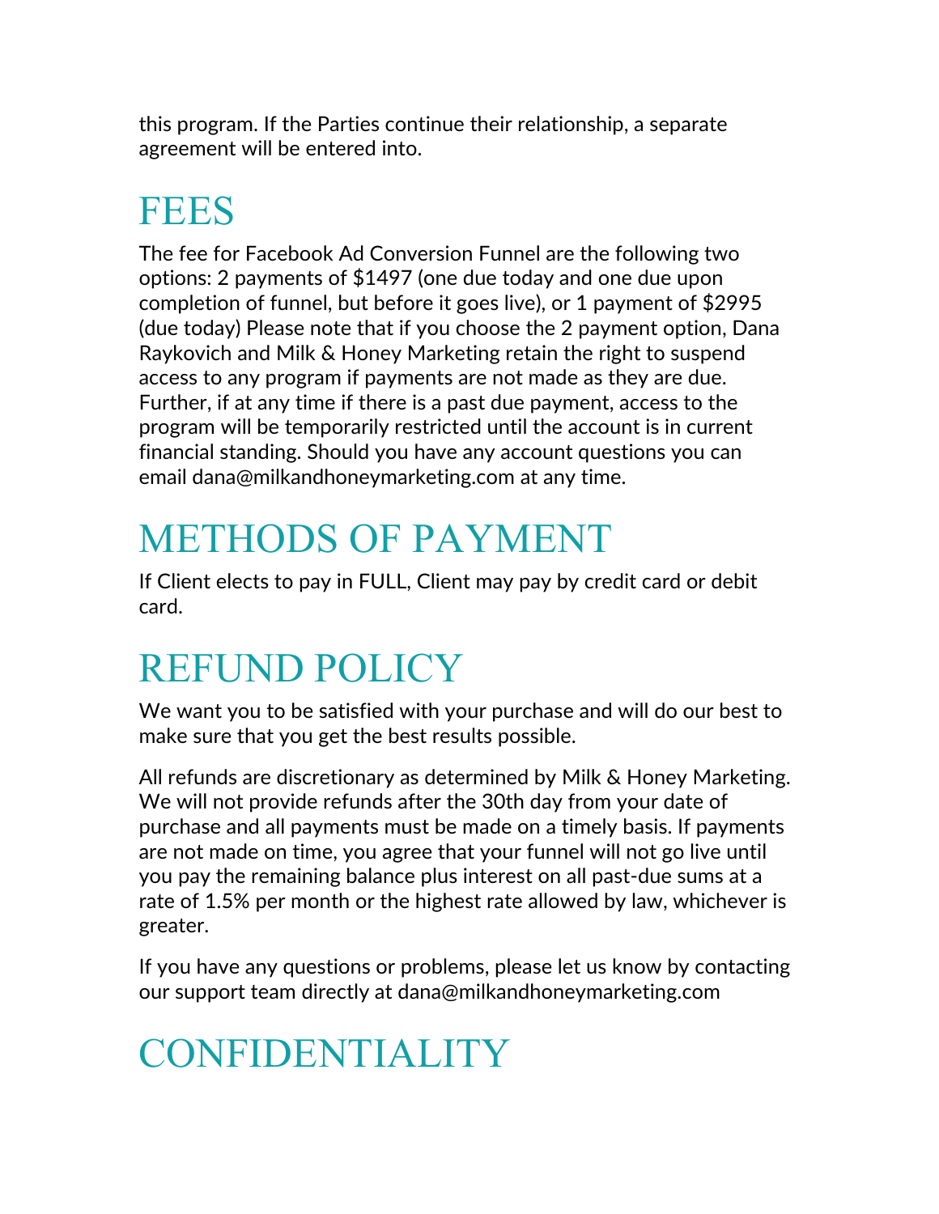this program. If the Parties continue their relationship, a separate agreement will be entered into.

# FEES

The fee for Facebook Ad Conversion Funnel are the following two options: 2 payments of $1497 (one due today and one due upon completion of funnel, but before it goes live), or 1 payment of $2995 (due today) Please note that if you choose the 2 payment option, Dana Raykovich and Milk & Honey Marketing retain the right to suspend access to any program if payments are not made as they are due. Further, if at any time if there is a past due payment, access to the program will be temporarily restricted until the account is in current financial standing. Should you have any account questions you can email dana@milkandhoneymarketing.com at any time.

# METHODS OF PAYMENT

If Client elects to pay in FULL, Client may pay by credit card or debit card.

# REFUND POLICY

We want you to be satisfied with your purchase and will do our best to make sure that you get the best results possible.

All refunds are discretionary as determined by Milk & Honey Marketing. We will not provide refunds after the 30th day from your date of purchase and all payments must be made on a timely basis. If payments are not made on time, you agree that your funnel will not go live until you pay the remaining balance plus interest on all past-due sums at a rate of 1.5% per month or the highest rate allowed by law, whichever is greater.

If you have any questions or problems, please let us know by contacting our support team directly at dana@milkandhoneymarketing.com

# CONFIDENTIALITY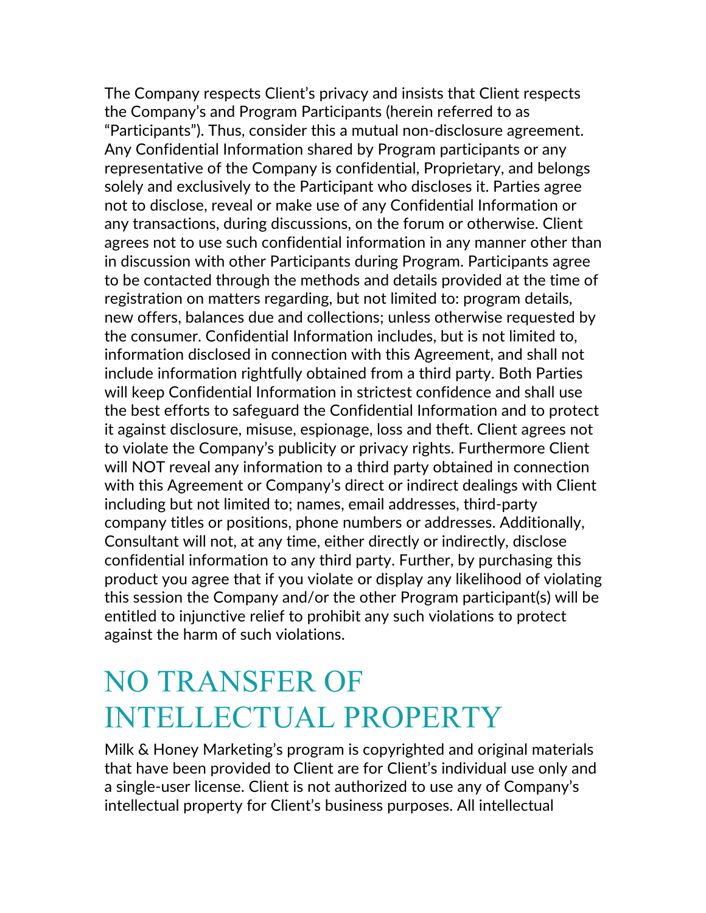The Company respects Client's privacy and insists that Client respects the Company's and Program Participants (herein referred to as "Participants"). Thus, consider this a mutual non-disclosure agreement. Any Confidential Information shared by Program participants or any representative of the Company is confidential, Proprietary, and belongs solely and exclusively to the Participant who discloses it. Parties agree not to disclose, reveal or make use of any Confidential Information or any transactions, during discussions, on the forum or otherwise. Client agrees not to use such confidential information in any manner other than in discussion with other Participants during Program. Participants agree to be contacted through the methods and details provided at the time of registration on matters regarding, but not limited to: program details, new offers, balances due and collections; unless otherwise requested by the consumer. Confidential Information includes, but is not limited to, information disclosed in connection with this Agreement, and shall not include information rightfully obtained from a third party. Both Parties will keep Confidential Information in strictest confidence and shall use the best efforts to safeguard the Confidential Information and to protect it against disclosure, misuse, espionage, loss and theft. Client agrees not to violate the Company's publicity or privacy rights. Furthermore Client will NOT reveal any information to a third party obtained in connection with this Agreement or Company's direct or indirect dealings with Client including but not limited to; names, email addresses, third-party company titles or positions, phone numbers or addresses. Additionally, Consultant will not, at any time, either directly or indirectly, disclose confidential information to any third party. Further, by purchasing this product you agree that if you violate or display any likelihood of violating this session the Company and/or the other Program participant(s) will be entitled to injunctive relief to prohibit any such violations to protect against the harm of such violations.

# NO TRANSFER OF INTELLECTUAL PROPERTY

Milk & Honey Marketing's program is copyrighted and original materials that have been provided to Client are for Client's individual use only and a single-user license. Client is not authorized to use any of Company's intellectual property for Client's business purposes. All intellectual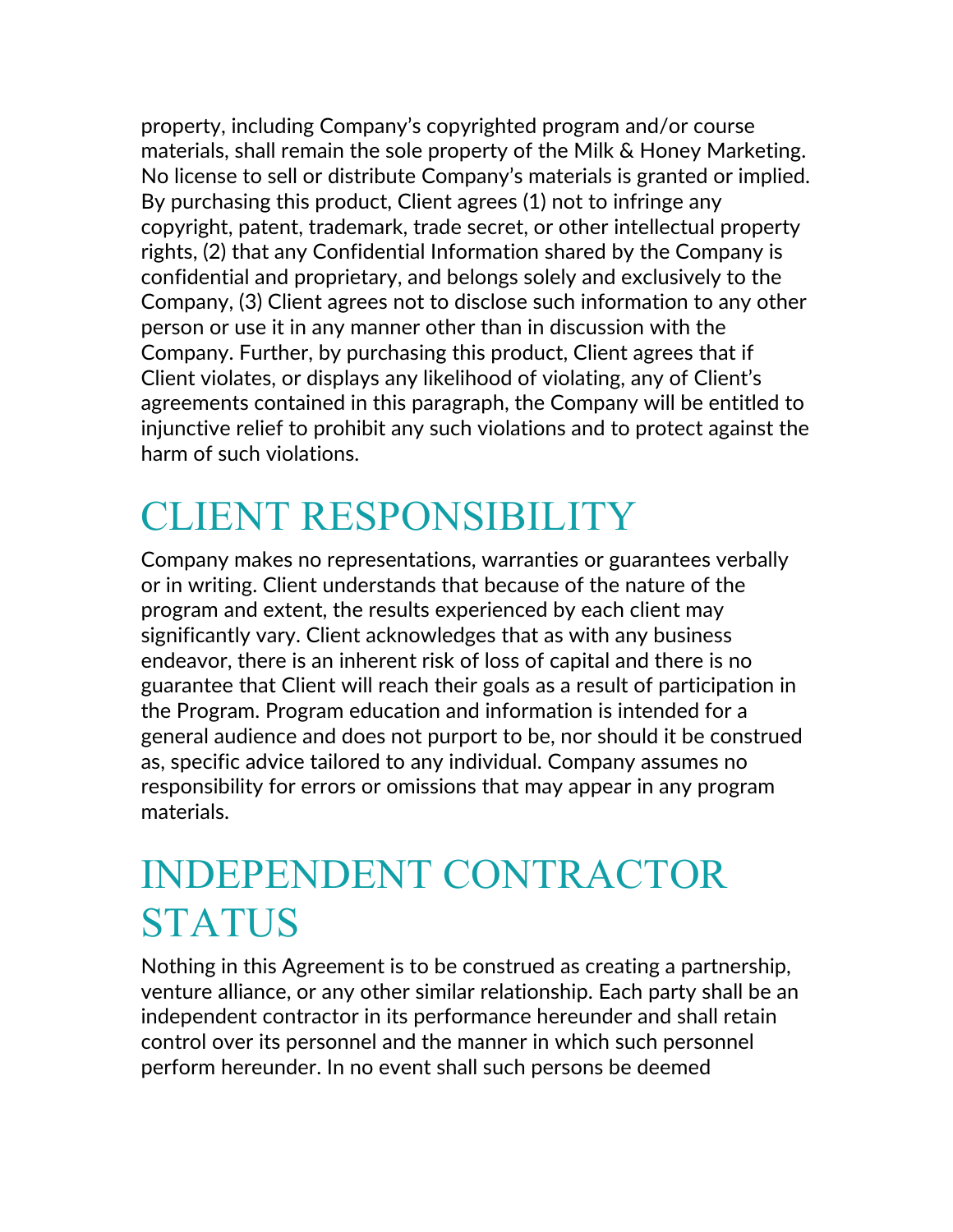property, including Company's copyrighted program and/or course materials, shall remain the sole property of the Milk & Honey Marketing. No license to sell or distribute Company's materials is granted or implied. By purchasing this product, Client agrees (1) not to infringe any copyright, patent, trademark, trade secret, or other intellectual property rights, (2) that any Confidential Information shared by the Company is confidential and proprietary, and belongs solely and exclusively to the Company, (3) Client agrees not to disclose such information to any other person or use it in any manner other than in discussion with the Company. Further, by purchasing this product, Client agrees that if Client violates, or displays any likelihood of violating, any of Client's agreements contained in this paragraph, the Company will be entitled to injunctive relief to prohibit any such violations and to protect against the harm of such violations.

# CLIENT RESPONSIBILITY

Company makes no representations, warranties or guarantees verbally or in writing. Client understands that because of the nature of the program and extent, the results experienced by each client may significantly vary. Client acknowledges that as with any business endeavor, there is an inherent risk of loss of capital and there is no guarantee that Client will reach their goals as a result of participation in the Program. Program education and information is intended for a general audience and does not purport to be, nor should it be construed as, specific advice tailored to any individual. Company assumes no responsibility for errors or omissions that may appear in any program materials.

# INDEPENDENT CONTRACTOR STATUS

Nothing in this Agreement is to be construed as creating a partnership, venture alliance, or any other similar relationship. Each party shall be an independent contractor in its performance hereunder and shall retain control over its personnel and the manner in which such personnel perform hereunder. In no event shall such persons be deemed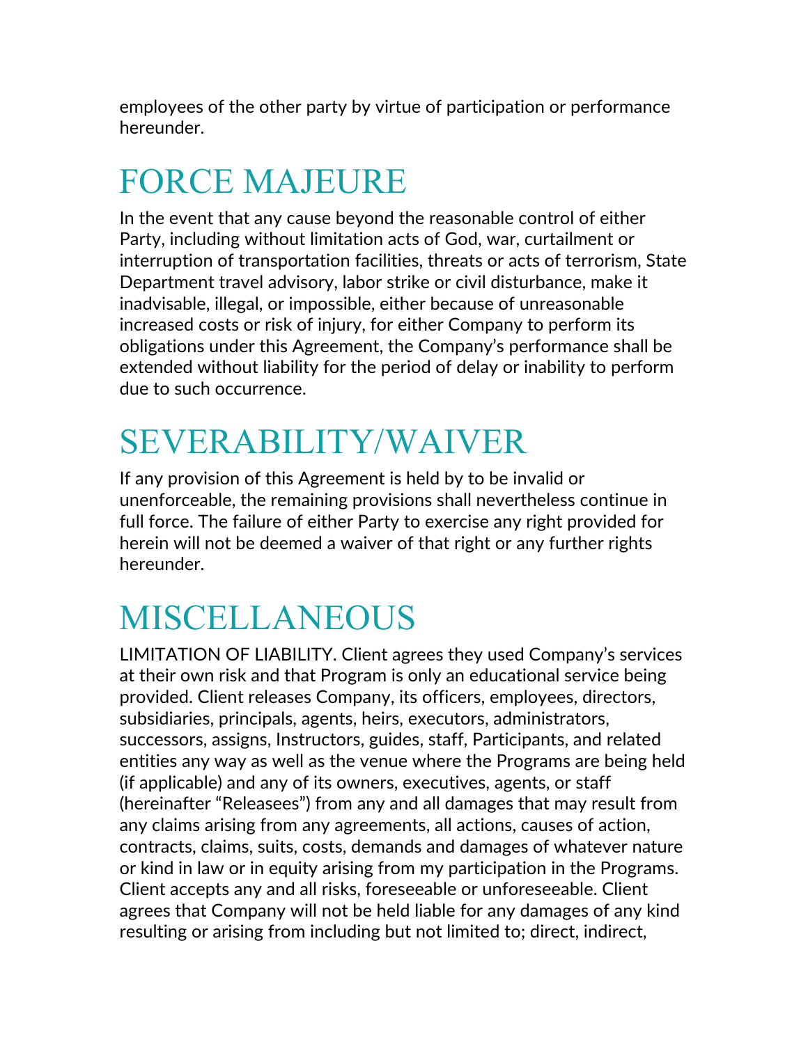employees of the other party by virtue of participation or performance hereunder.

# FORCE MAJEURE

In the event that any cause beyond the reasonable control of either Party, including without limitation acts of God, war, curtailment or interruption of transportation facilities, threats or acts of terrorism, State Department travel advisory, labor strike or civil disturbance, make it inadvisable, illegal, or impossible, either because of unreasonable increased costs or risk of injury, for either Company to perform its obligations under this Agreement, the Company's performance shall be extended without liability for the period of delay or inability to perform due to such occurrence.

# SEVERABILITY/WAIVER

If any provision of this Agreement is held by to be invalid or unenforceable, the remaining provisions shall nevertheless continue in full force. The failure of either Party to exercise any right provided for herein will not be deemed a waiver of that right or any further rights hereunder.

# MISCELLANEOUS

LIMITATION OF LIABILITY. Client agrees they used Company's services at their own risk and that Program is only an educational service being provided. Client releases Company, its officers, employees, directors, subsidiaries, principals, agents, heirs, executors, administrators, successors, assigns, Instructors, guides, staff, Participants, and related entities any way as well as the venue where the Programs are being held (if applicable) and any of its owners, executives, agents, or staff (hereinafter "Releasees") from any and all damages that may result from any claims arising from any agreements, all actions, causes of action, contracts, claims, suits, costs, demands and damages of whatever nature or kind in law or in equity arising from my participation in the Programs. Client accepts any and all risks, foreseeable or unforeseeable. Client agrees that Company will not be held liable for any damages of any kind resulting or arising from including but not limited to; direct, indirect,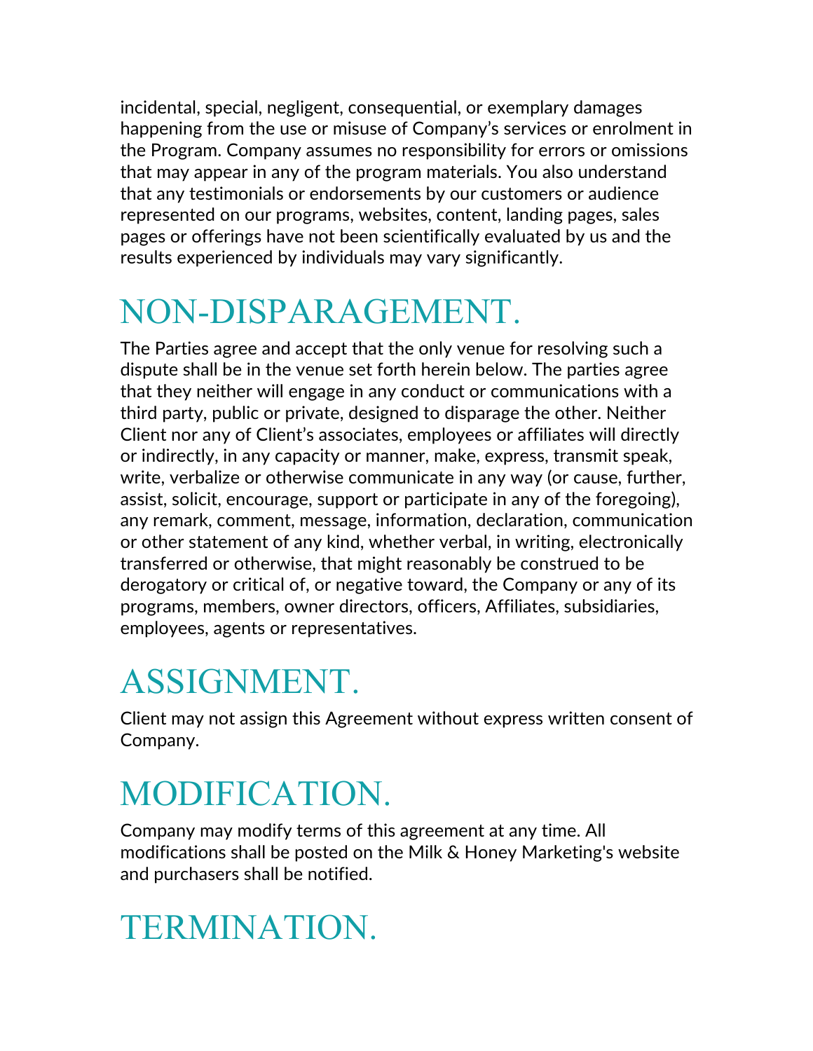incidental, special, negligent, consequential, or exemplary damages happening from the use or misuse of Company's services or enrolment in the Program. Company assumes no responsibility for errors or omissions that may appear in any of the program materials. You also understand that any testimonials or endorsements by our customers or audience represented on our programs, websites, content, landing pages, sales pages or offerings have not been scientifically evaluated by us and the results experienced by individuals may vary significantly.

# NON-DISPARAGEMENT.

The Parties agree and accept that the only venue for resolving such a dispute shall be in the venue set forth herein below. The parties agree that they neither will engage in any conduct or communications with a third party, public or private, designed to disparage the other. Neither Client nor any of Client's associates, employees or affiliates will directly or indirectly, in any capacity or manner, make, express, transmit speak, write, verbalize or otherwise communicate in any way (or cause, further, assist, solicit, encourage, support or participate in any of the foregoing), any remark, comment, message, information, declaration, communication or other statement of any kind, whether verbal, in writing, electronically transferred or otherwise, that might reasonably be construed to be derogatory or critical of, or negative toward, the Company or any of its programs, members, owner directors, officers, Affiliates, subsidiaries, employees, agents or representatives.

# ASSIGNMENT.

Client may not assign this Agreement without express written consent of Company.

# MODIFICATION.

Company may modify terms of this agreement at any time. All modifications shall be posted on the Milk & Honey Marketing's website and purchasers shall be notified.

# TERMINATION.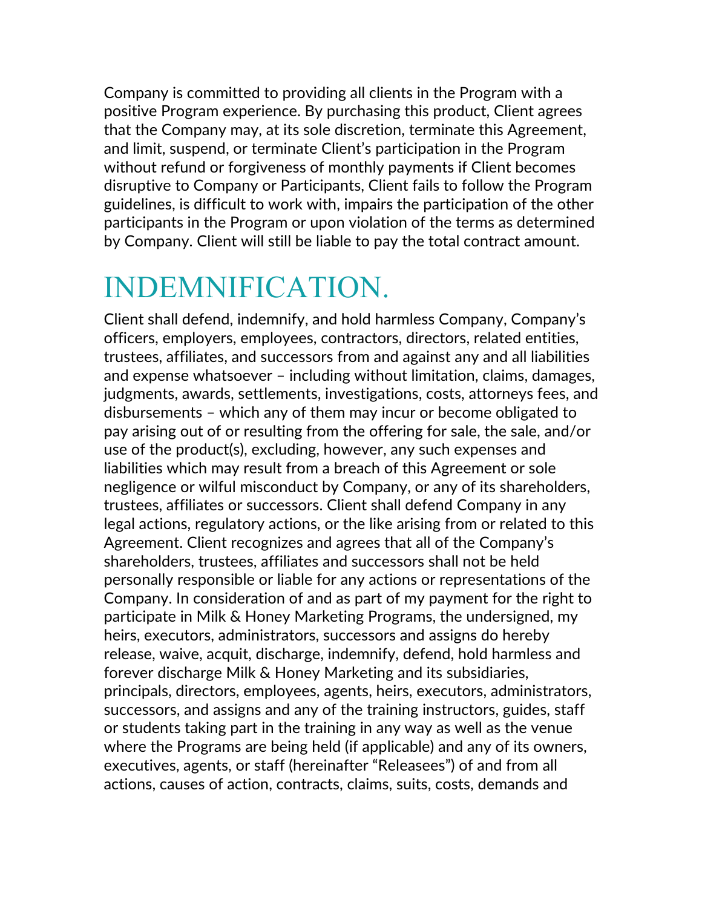Company is committed to providing all clients in the Program with a positive Program experience. By purchasing this product, Client agrees that the Company may, at its sole discretion, terminate this Agreement, and limit, suspend, or terminate Client's participation in the Program without refund or forgiveness of monthly payments if Client becomes disruptive to Company or Participants, Client fails to follow the Program guidelines, is difficult to work with, impairs the participation of the other participants in the Program or upon violation of the terms as determined by Company. Client will still be liable to pay the total contract amount.

# INDEMNIFICATION.

Client shall defend, indemnify, and hold harmless Company, Company's officers, employers, employees, contractors, directors, related entities, trustees, affiliates, and successors from and against any and all liabilities and expense whatsoever – including without limitation, claims, damages, judgments, awards, settlements, investigations, costs, attorneys fees, and disbursements – which any of them may incur or become obligated to pay arising out of or resulting from the offering for sale, the sale, and/or use of the product(s), excluding, however, any such expenses and liabilities which may result from a breach of this Agreement or sole negligence or wilful misconduct by Company, or any of its shareholders, trustees, affiliates or successors. Client shall defend Company in any legal actions, regulatory actions, or the like arising from or related to this Agreement. Client recognizes and agrees that all of the Company's shareholders, trustees, affiliates and successors shall not be held personally responsible or liable for any actions or representations of the Company. In consideration of and as part of my payment for the right to participate in Milk & Honey Marketing Programs, the undersigned, my heirs, executors, administrators, successors and assigns do hereby release, waive, acquit, discharge, indemnify, defend, hold harmless and forever discharge Milk & Honey Marketing and its subsidiaries, principals, directors, employees, agents, heirs, executors, administrators, successors, and assigns and any of the training instructors, guides, staff or students taking part in the training in any way as well as the venue where the Programs are being held (if applicable) and any of its owners, executives, agents, or staff (hereinafter "Releasees") of and from all actions, causes of action, contracts, claims, suits, costs, demands and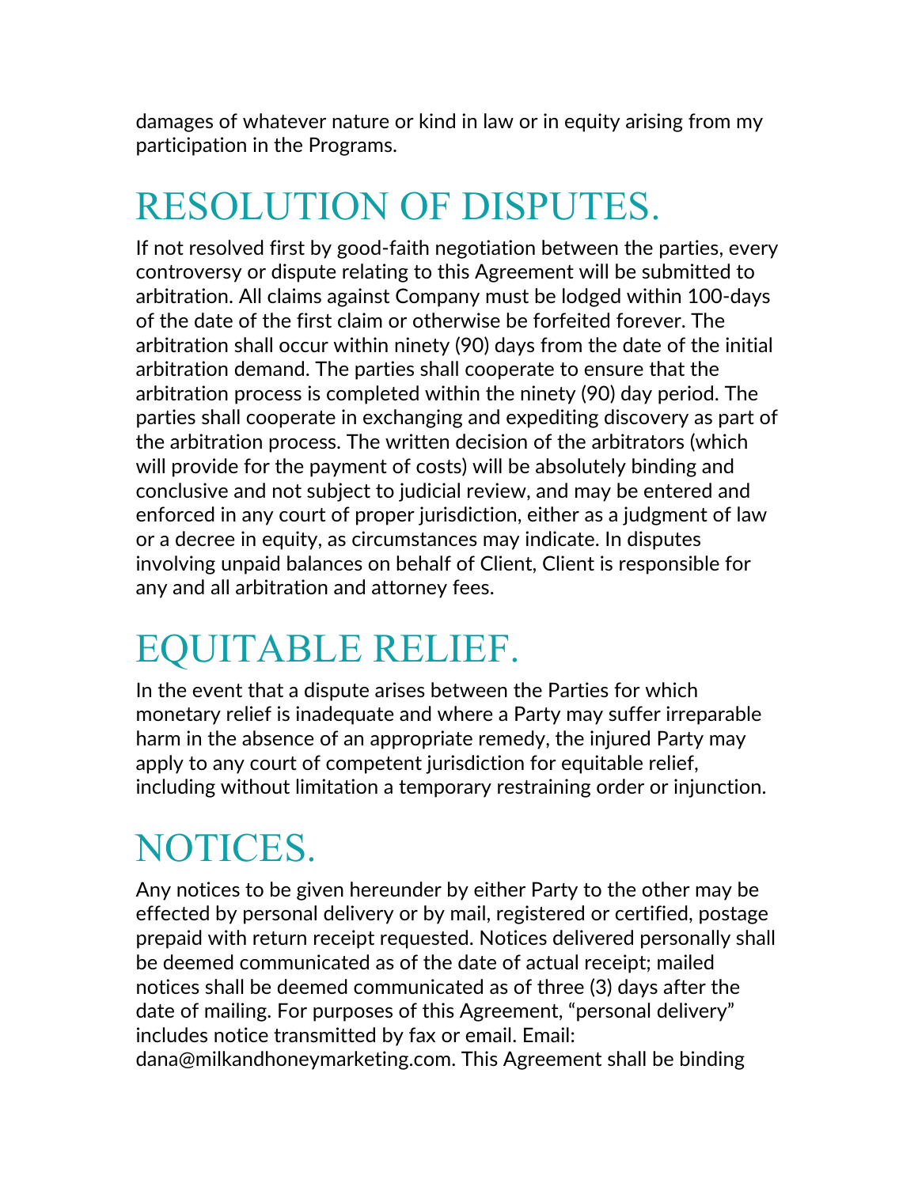damages of whatever nature or kind in law or in equity arising from my participation in the Programs.

# RESOLUTION OF DISPUTES.

If not resolved first by good-faith negotiation between the parties, every controversy or dispute relating to this Agreement will be submitted to arbitration. All claims against Company must be lodged within 100-days of the date of the first claim or otherwise be forfeited forever. The arbitration shall occur within ninety (90) days from the date of the initial arbitration demand. The parties shall cooperate to ensure that the arbitration process is completed within the ninety (90) day period. The parties shall cooperate in exchanging and expediting discovery as part of the arbitration process. The written decision of the arbitrators (which will provide for the payment of costs) will be absolutely binding and conclusive and not subject to judicial review, and may be entered and enforced in any court of proper jurisdiction, either as a judgment of law or a decree in equity, as circumstances may indicate. In disputes involving unpaid balances on behalf of Client, Client is responsible for any and all arbitration and attorney fees.

# EQUITABLE RELIEF.

In the event that a dispute arises between the Parties for which monetary relief is inadequate and where a Party may suffer irreparable harm in the absence of an appropriate remedy, the injured Party may apply to any court of competent jurisdiction for equitable relief, including without limitation a temporary restraining order or injunction.

# NOTICES.

Any notices to be given hereunder by either Party to the other may be effected by personal delivery or by mail, registered or certified, postage prepaid with return receipt requested. Notices delivered personally shall be deemed communicated as of the date of actual receipt; mailed notices shall be deemed communicated as of three (3) days after the date of mailing. For purposes of this Agreement, "personal delivery" includes notice transmitted by fax or email. Email: dana@milkandhoneymarketing.com. This Agreement shall be binding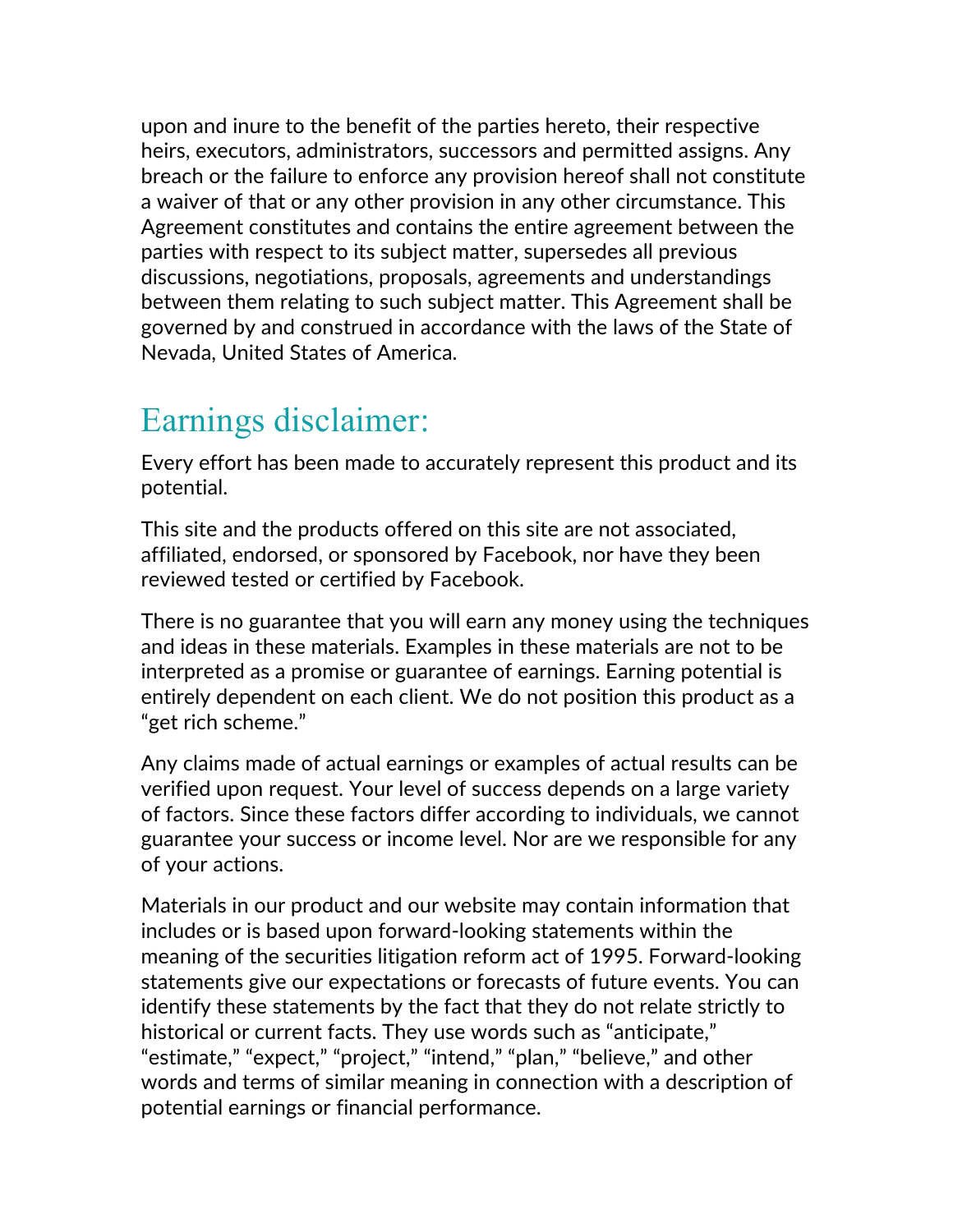upon and inure to the benefit of the parties hereto, their respective heirs, executors, administrators, successors and permitted assigns. Any breach or the failure to enforce any provision hereof shall not constitute a waiver of that or any other provision in any other circumstance. This Agreement constitutes and contains the entire agreement between the parties with respect to its subject matter, supersedes all previous discussions, negotiations, proposals, agreements and understandings between them relating to such subject matter. This Agreement shall be governed by and construed in accordance with the laws of the State of Nevada, United States of America.

## Earnings disclaimer:

Every effort has been made to accurately represent this product and its potential.

This site and the products offered on this site are not associated, affiliated, endorsed, or sponsored by Facebook, nor have they been reviewed tested or certified by Facebook.

There is no guarantee that you will earn any money using the techniques and ideas in these materials. Examples in these materials are not to be interpreted as a promise or guarantee of earnings. Earning potential is entirely dependent on each client. We do not position this product as a "get rich scheme."

Any claims made of actual earnings or examples of actual results can be verified upon request. Your level of success depends on a large variety of factors. Since these factors differ according to individuals, we cannot guarantee your success or income level. Nor are we responsible for any of your actions.

Materials in our product and our website may contain information that includes or is based upon forward-looking statements within the meaning of the securities litigation reform act of 1995. Forward-looking statements give our expectations or forecasts of future events. You can identify these statements by the fact that they do not relate strictly to historical or current facts. They use words such as "anticipate," "estimate," "expect," "project," "intend," "plan," "believe," and other words and terms of similar meaning in connection with a description of potential earnings or financial performance.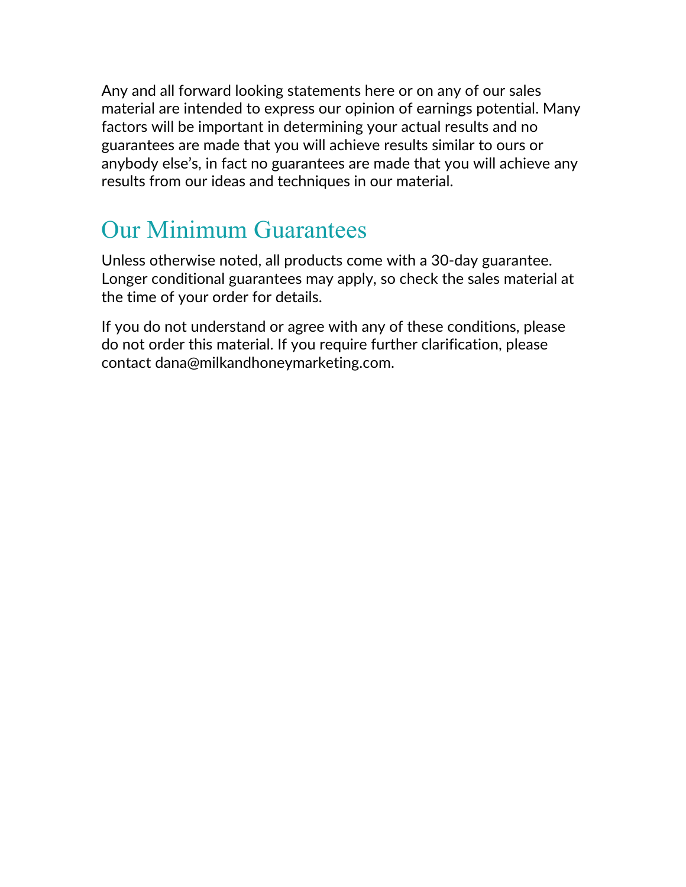Any and all forward looking statements here or on any of our sales material are intended to express our opinion of earnings potential. Many factors will be important in determining your actual results and no guarantees are made that you will achieve results similar to ours or anybody else's, in fact no guarantees are made that you will achieve any results from our ideas and techniques in our material.

## Our Minimum Guarantees

Unless otherwise noted, all products come with a 30-day guarantee. Longer conditional guarantees may apply, so check the sales material at the time of your order for details.

If you do not understand or agree with any of these conditions, please do not order this material. If you require further clarification, please contact dana@milkandhoneymarketing.com.